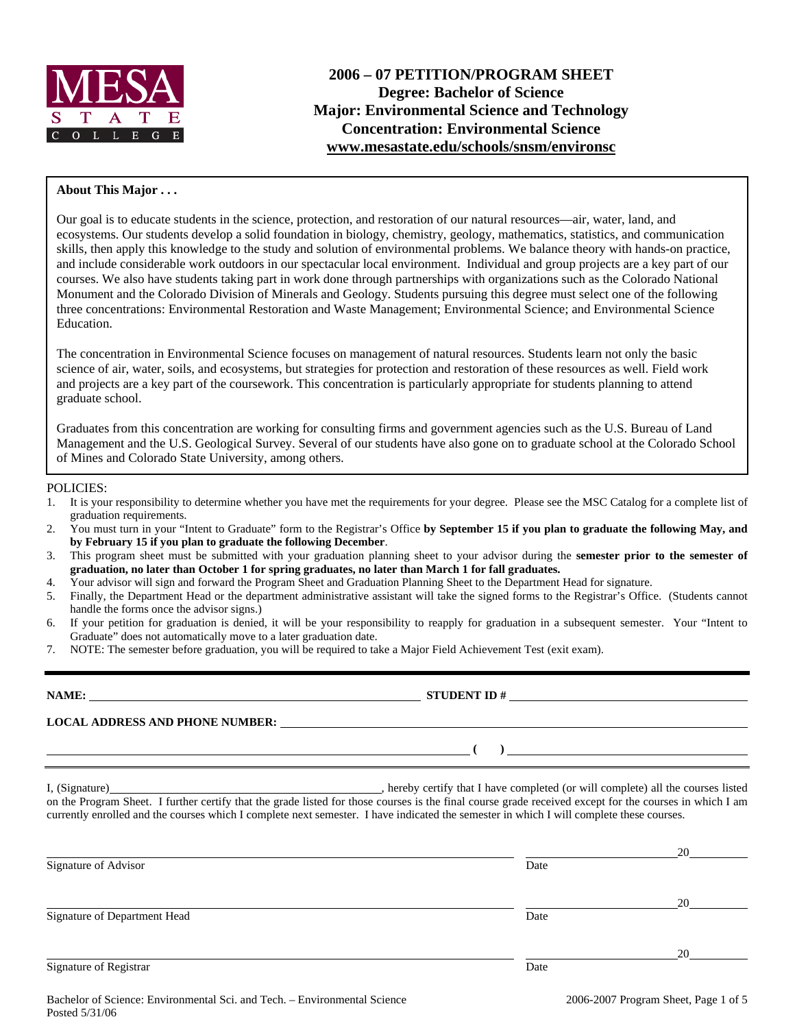MESA STATE COLLEGE

# 2006 – 07 PETITION/PROGRAM SHEET
## Degree: Bachelor of Science
## Major: Environmental Science and Technology
## Concentration: Environmental Science
## www.mesastate.edu/schools/snsm/environsc

**About This Major . . .**

Our goal is to educate students in the science, protection, and restoration of our natural resources—air, water, land, and ecosystems. Our students develop a solid foundation in biology, chemistry, geology, mathematics, statistics, and communication skills, then apply this knowledge to the study and solution of environmental problems. We balance theory with hands-on practice, and include considerable work outdoors in our spectacular local environment. Individual and group projects are a key part of our courses. We also have students taking part in work done through partnerships with organizations such as the Colorado National Monument and the Colorado Division of Minerals and Geology. Students pursuing this degree must select one of the following three concentrations: Environmental Restoration and Waste Management; Environmental Science; and Environmental Science Education.

The concentration in Environmental Science focuses on management of natural resources. Students learn not only the basic science of air, water, soils, and ecosystems, but strategies for protection and restoration of these resources as well. Field work and projects are a key part of the coursework. This concentration is particularly appropriate for students planning to attend graduate school.

Graduates from this concentration are working for consulting firms and government agencies such as the U.S. Bureau of Land Management and the U.S. Geological Survey. Several of our students have also gone on to graduate school at the Colorado School of Mines and Colorado State University, among others.

POLICIES:

1. It is your responsibility to determine whether you have met the requirements for your degree. Please see the MSC Catalog for a complete list of graduation requirements.
2. You must turn in your "Intent to Graduate" form to the Registrar's Office **by September 15 if you plan to graduate the following May, and by February 15 if you plan to graduate the following December**.
3. This program sheet must be submitted with your graduation planning sheet to your advisor during the **semester prior to the semester of graduation, no later than October 1 for spring graduates, no later than March 1 for fall graduates.**
4. Your advisor will sign and forward the Program Sheet and Graduation Planning Sheet to the Department Head for signature.
5. Finally, the Department Head or the department administrative assistant will take the signed forms to the Registrar's Office. (Students cannot handle the forms once the advisor signs.)
6. If your petition for graduation is denied, it will be your responsibility to reapply for graduation in a subsequent semester. Your "Intent to Graduate" does not automatically move to a later graduation date.
7. NOTE: The semester before graduation, you will be required to take a Major Field Achievement Test (exit exam).

---

**NAME:** ______________________________ **STUDENT ID #** ______________________________

**LOCAL ADDRESS AND PHONE NUMBER:** ______________________________

______________________________ **( )** ______________________________

I, (Signature)______________________________, hereby certify that I have completed (or will complete) all the courses listed on the Program Sheet. I further certify that the grade listed for those courses is the final course grade received except for the courses in which I am currently enrolled and the courses which I complete next semester. I have indicated the semester in which I will complete these courses.

______________________________ ______________20______
Signature of Advisor Date

______________________________ ______________20______
Signature of Department Head Date

______________________________ ______________20______
Signature of Registrar Date

Bachelor of Science: Environmental Sci. and Tech. – Environmental Science
Posted 5/31/06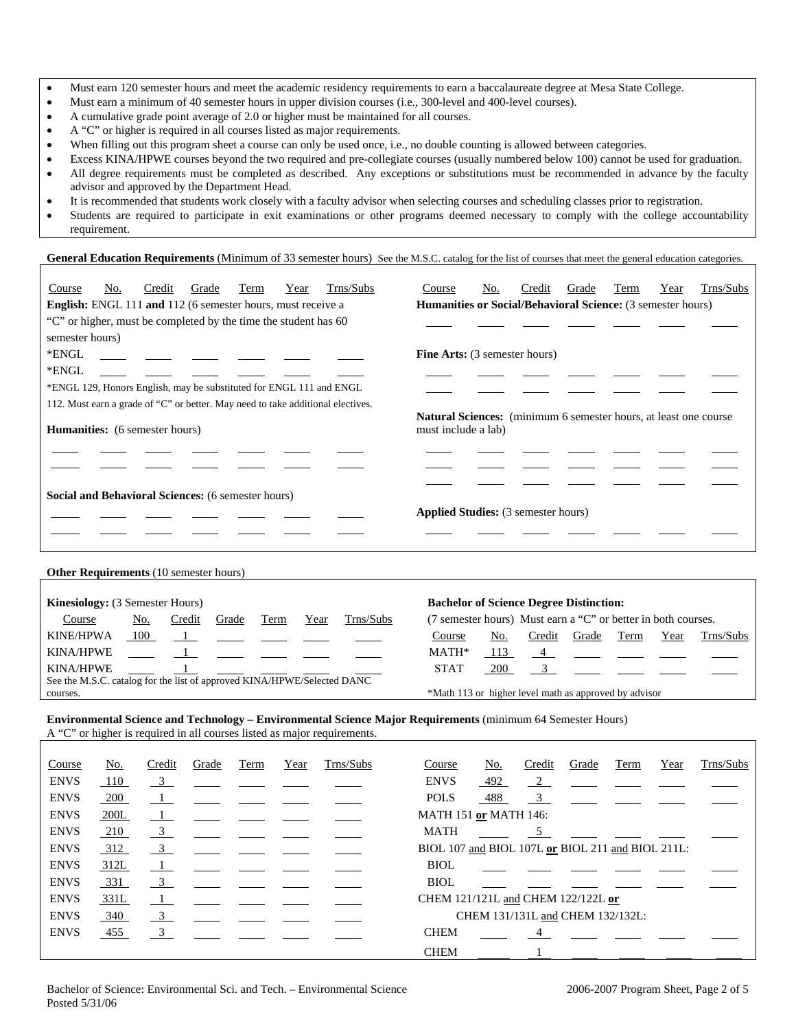- Must earn 120 semester hours and meet the academic residency requirements to earn a baccalaureate degree at Mesa State College.
- Must earn a minimum of 40 semester hours in upper division courses (i.e., 300-level and 400-level courses).
- A cumulative grade point average of 2.0 or higher must be maintained for all courses.
- A "C" or higher is required in all courses listed as major requirements.
- When filling out this program sheet a course can only be used once, i.e., no double counting is allowed between categories.
- Excess KINA/HPWE courses beyond the two required and pre-collegiate courses (usually numbered below 100) cannot be used for graduation.
- All degree requirements must be completed as described. Any exceptions or substitutions must be recommended in advance by the faculty advisor and approved by the Department Head.
- It is recommended that students work closely with a faculty advisor when selecting courses and scheduling classes prior to registration.
- Students are required to participate in exit examinations or other programs deemed necessary to comply with the college accountability requirement.

**General Education Requirements** (Minimum of 33 semester hours) See the M.S.C. catalog for the list of courses that meet the general education categories.

| Course | No. | Credit | Grade | Term | Year | Trns/Subs |
|---|---|---|---|---|---|---|
| **English:** ENGL 111 **and** 112 (6 semester hours, must receive a "C" or higher, must be completed by the time the student has 60 semester hours) | | | | | | |
| *ENGL | | | | | | |
| *ENGL | | | | | | |
| *ENGL 129, Honors English, may be substituted for ENGL 111 and ENGL 112. Must earn a grade of "C" or better. May need to take additional electives. | | | | | | |
| **Humanities:** (6 semester hours) | | | | | | |
| | | | | | | |
| | | | | | | |
| **Social and Behavioral Sciences:** (6 semester hours) | | | | | | |
| | | | | | | |
| | | | | | | |
| **Humanities or Social/Behavioral Science:** (3 semester hours) | | | | | | |
| | | | | | | |
| **Fine Arts:** (3 semester hours) | | | | | | |
| | | | | | | |
| | | | | | | |
| **Natural Sciences:** (minimum 6 semester hours, at least one course must include a lab) | | | | | | |
| | | | | | | |
| | | | | | | |
| | | | | | | |
| **Applied Studies:** (3 semester hours) | | | | | | |
| | | | | | | |

**Other Requirements** (10 semester hours)

**Kinesiology:** (3 Semester Hours)

| Course | No. | Credit | Grade | Term | Year | Trns/Subs |
|---|---|---|---|---|---|---|
| KINE/HPWA | 100 | 1 | | | | |
| KINA/HPWE | | 1 | | | | |
| KINA/HPWE | | 1 | | | | |

See the M.S.C. catalog for the list of approved KINA/HPWE/Selected DANC courses.

**Bachelor of Science Degree Distinction:**

(7 semester hours) Must earn a "C" or better in both courses.

| Course | No. | Credit | Grade | Term | Year | Trns/Subs |
|---|---|---|---|---|---|---|
| MATH* | 113 | 4 | | | | |
| STAT | 200 | 3 | | | | |

*Math 113 or higher level math as approved by advisor

**Environmental Science and Technology – Environmental Science Major Requirements** (minimum 64 Semester Hours)
A "C" or higher is required in all courses listed as major requirements.

| Course | No. | Credit | Grade | Term | Year | Trns/Subs |
|---|---|---|---|---|---|---|
| ENVS | 110 | 3 | | | | |
| ENVS | 200 | 1 | | | | |
| ENVS | 200L | 1 | | | | |
| ENVS | 210 | 3 | | | | |
| ENVS | 312 | 3 | | | | |
| ENVS | 312L | 1 | | | | |
| ENVS | 331 | 3 | | | | |
| ENVS | 331L | 1 | | | | |
| ENVS | 340 | 3 | | | | |
| ENVS | 455 | 3 | | | | |
| ENVS | 492 | 2 | | | | |
| POLS | 488 | 3 | | | | |
| MATH 151 **or** MATH 146: | | | | | | |
| MATH | | 5 | | | | |
| BIOL 107 and BIOL 107L **or** BIOL 211 and BIOL 211L: | | | | | | |
| BIOL | | | | | | |
| BIOL | | | | | | |
| CHEM 121/121L and CHEM 122/122L **or** CHEM 131/131L and CHEM 132/132L: | | | | | | |
| CHEM | | 4 | | | | |
| CHEM | | 1 | | | | |

Bachelor of Science: Environmental Sci. and Tech. – Environmental Science
Posted 5/31/06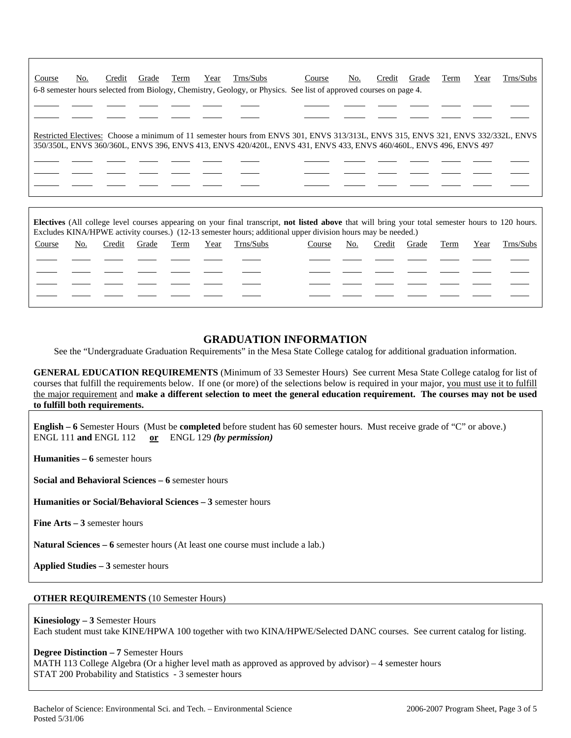| Course | No. | Credit | Grade | Term | Year | Trns/Subs | Course | No. | Credit | Grade | Term | Year | Trns/Subs |
|---|---|---|---|---|---|---|---|---|---|---|---|---|---|

6-8 semester hours selected from Biology, Chemistry, Geology, or Physics. See list of approved courses on page 4.

| | | | | | | | | | | | | | |
|---|---|---|---|---|---|---|---|---|---|---|---|---|---|
| | | | | | | | | | | | | | |
| | | | | | | | | | | | | | |

Restricted Electives: Choose a minimum of 11 semester hours from ENVS 301, ENVS 313/313L, ENVS 315, ENVS 321, ENVS 332/332L, ENVS 350/350L, ENVS 360/360L, ENVS 396, ENVS 413, ENVS 420/420L, ENVS 431, ENVS 433, ENVS 460/460L, ENVS 496, ENVS 497

| | | | | | | | | | | | | | |
|---|---|---|---|---|---|---|---|---|---|---|---|---|---|
| | | | | | | | | | | | | | |
| | | | | | | | | | | | | | |
| | | | | | | | | | | | | | |

**Electives** (All college level courses appearing on your final transcript, **not listed above** that will bring your total semester hours to 120 hours. Excludes KINA/HPWE activity courses.) (12-13 semester hours; additional upper division hours may be needed.)

| Course | No. | Credit | Grade | Term | Year | Trns/Subs | Course | No. | Credit | Grade | Term | Year | Trns/Subs |
|---|---|---|---|---|---|---|---|---|---|---|---|---|---|
| | | | | | | | | | | | | | |
| | | | | | | | | | | | | | |
| | | | | | | | | | | | | | |
| | | | | | | | | | | | | | |

## GRADUATION INFORMATION

See the "Undergraduate Graduation Requirements" in the Mesa State College catalog for additional graduation information.

**GENERAL EDUCATION REQUIREMENTS** (Minimum of 33 Semester Hours) See current Mesa State College catalog for list of courses that fulfill the requirements below. If one (or more) of the selections below is required in your major, you must use it to fulfill the major requirement and **make a different selection to meet the general education requirement. The courses may not be used to fulfill both requirements.**

**English – 6** Semester Hours (Must be **completed** before student has 60 semester hours. Must receive grade of "C" or above.)
ENGL 111 **and** ENGL 112 **or** ENGL 129 ***(by permission)***

**Humanities – 6** semester hours

**Social and Behavioral Sciences – 6** semester hours

**Humanities or Social/Behavioral Sciences – 3** semester hours

**Fine Arts – 3** semester hours

**Natural Sciences – 6** semester hours (At least one course must include a lab.)

**Applied Studies – 3** semester hours

**OTHER REQUIREMENTS** (10 Semester Hours)

**Kinesiology – 3** Semester Hours
Each student must take KINE/HPWA 100 together with two KINA/HPWE/Selected DANC courses. See current catalog for listing.

**Degree Distinction – 7** Semester Hours
MATH 113 College Algebra (Or a higher level math as approved as approved by advisor) – 4 semester hours
STAT 200 Probability and Statistics - 3 semester hours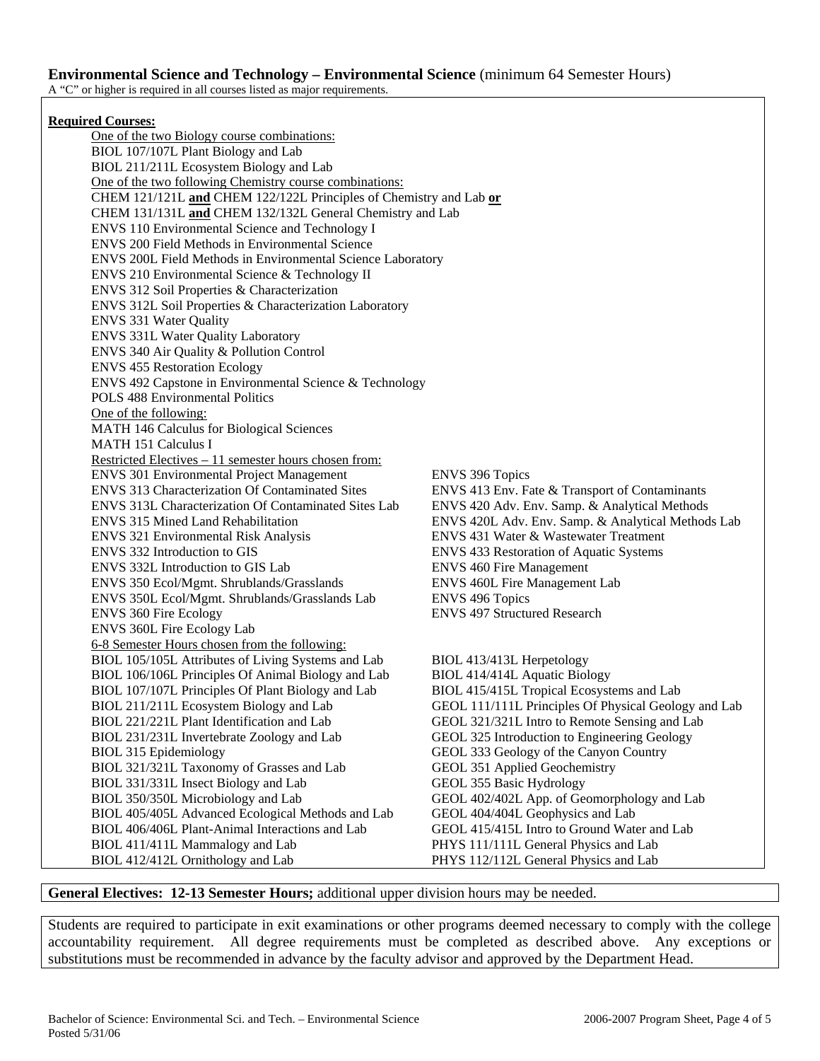**Environmental Science and Technology – Environmental Science** (minimum 64 Semester Hours)

A "C" or higher is required in all courses listed as major requirements.

**Required Courses:**

One of the two Biology course combinations:

- BIOL 107/107L Plant Biology and Lab
- BIOL 211/211L Ecosystem Biology and Lab

One of the two following Chemistry course combinations:

- CHEM 121/121L **and** CHEM 122/122L Principles of Chemistry and Lab **or**
- CHEM 131/131L **and** CHEM 132/132L General Chemistry and Lab

ENVS 110 Environmental Science and Technology I
ENVS 200 Field Methods in Environmental Science
ENVS 200L Field Methods in Environmental Science Laboratory
ENVS 210 Environmental Science & Technology II
ENVS 312 Soil Properties & Characterization
ENVS 312L Soil Properties & Characterization Laboratory
ENVS 331 Water Quality
ENVS 331L Water Quality Laboratory
ENVS 340 Air Quality & Pollution Control
ENVS 455 Restoration Ecology
ENVS 492 Capstone in Environmental Science & Technology
POLS 488 Environmental Politics

One of the following:

- MATH 146 Calculus for Biological Sciences
- MATH 151 Calculus I

Restricted Electives – 11 semester hours chosen from:

- ENVS 301 Environmental Project Management
- ENVS 313 Characterization Of Contaminated Sites
- ENVS 313L Characterization Of Contaminated Sites Lab
- ENVS 315 Mined Land Rehabilitation
- ENVS 321 Environmental Risk Analysis
- ENVS 332 Introduction to GIS
- ENVS 332L Introduction to GIS Lab
- ENVS 350 Ecol/Mgmt. Shrublands/Grasslands
- ENVS 350L Ecol/Mgmt. Shrublands/Grasslands Lab
- ENVS 360 Fire Ecology
- ENVS 360L Fire Ecology Lab
- ENVS 396 Topics
- ENVS 413 Env. Fate & Transport of Contaminants
- ENVS 420 Adv. Env. Samp. & Analytical Methods
- ENVS 420L Adv. Env. Samp. & Analytical Methods Lab
- ENVS 431 Water & Wastewater Treatment
- ENVS 433 Restoration of Aquatic Systems
- ENVS 460 Fire Management
- ENVS 460L Fire Management Lab
- ENVS 496 Topics
- ENVS 497 Structured Research

6-8 Semester Hours chosen from the following:

- BIOL 105/105L Attributes of Living Systems and Lab
- BIOL 106/106L Principles Of Animal Biology and Lab
- BIOL 107/107L Principles Of Plant Biology and Lab
- BIOL 211/211L Ecosystem Biology and Lab
- BIOL 221/221L Plant Identification and Lab
- BIOL 231/231L Invertebrate Zoology and Lab
- BIOL 315 Epidemiology
- BIOL 321/321L Taxonomy of Grasses and Lab
- BIOL 331/331L Insect Biology and Lab
- BIOL 350/350L Microbiology and Lab
- BIOL 405/405L Advanced Ecological Methods and Lab
- BIOL 406/406L Plant-Animal Interactions and Lab
- BIOL 411/411L Mammalogy and Lab
- BIOL 412/412L Ornithology and Lab
- BIOL 413/413L Herpetology
- BIOL 414/414L Aquatic Biology
- BIOL 415/415L Tropical Ecosystems and Lab
- GEOL 111/111L Principles Of Physical Geology and Lab
- GEOL 321/321L Intro to Remote Sensing and Lab
- GEOL 325 Introduction to Engineering Geology
- GEOL 333 Geology of the Canyon Country
- GEOL 351 Applied Geochemistry
- GEOL 355 Basic Hydrology
- GEOL 402/402L App. of Geomorphology and Lab
- GEOL 404/404L Geophysics and Lab
- GEOL 415/415L Intro to Ground Water and Lab
- PHYS 111/111L General Physics and Lab
- PHYS 112/112L General Physics and Lab

**General Electives: 12-13 Semester Hours;** additional upper division hours may be needed.

Students are required to participate in exit examinations or other programs deemed necessary to comply with the college accountability requirement. All degree requirements must be completed as described above. Any exceptions or substitutions must be recommended in advance by the faculty advisor and approved by the Department Head.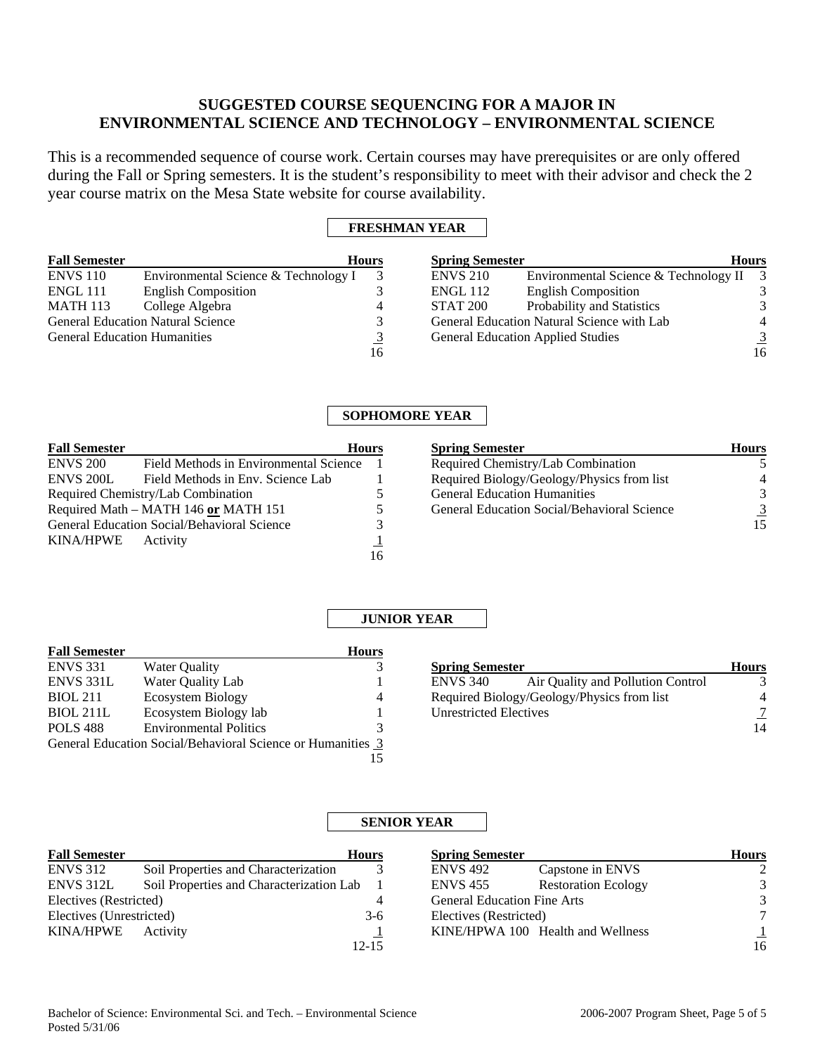# SUGGESTED COURSE SEQUENCING FOR A MAJOR IN ENVIRONMENTAL SCIENCE AND TECHNOLOGY – ENVIRONMENTAL SCIENCE

This is a recommended sequence of course work. Certain courses may have prerequisites or are only offered during the Fall or Spring semesters. It is the student's responsibility to meet with their advisor and check the 2 year course matrix on the Mesa State website for course availability.

## FRESHMAN YEAR

| Fall Semester | | Hours |
|---|---|---|
| ENVS 110 | Environmental Science & Technology I | 3 |
| ENGL 111 | English Composition | 3 |
| MATH 113 | College Algebra | 4 |
| General Education Natural Science | | 3 |
| General Education Humanities | | 3 |
| | | 16 |

| Spring Semester | | Hours |
|---|---|---|
| ENVS 210 | Environmental Science & Technology II | 3 |
| ENGL 112 | English Composition | 3 |
| STAT 200 | Probability and Statistics | 3 |
| General Education Natural Science with Lab | | 4 |
| General Education Applied Studies | | 3 |
| | | 16 |

## SOPHOMORE YEAR

| Fall Semester | | Hours |
|---|---|---|
| ENVS 200 | Field Methods in Environmental Science | 1 |
| ENVS 200L | Field Methods in Env. Science Lab | 1 |
| Required Chemistry/Lab Combination | | 5 |
| Required Math – MATH 146 **or** MATH 151 | | 5 |
| General Education Social/Behavioral Science | | 3 |
| KINA/HPWE | Activity | 1 |
| | | 16 |

| Spring Semester | Hours |
|---|---|
| Required Chemistry/Lab Combination | 5 |
| Required Biology/Geology/Physics from list | 4 |
| General Education Humanities | 3 |
| General Education Social/Behavioral Science | 3 |
| | 15 |

## JUNIOR YEAR

| Fall Semester | | Hours |
|---|---|---|
| ENVS 331 | Water Quality | 3 |
| ENVS 331L | Water Quality Lab | 1 |
| BIOL 211 | Ecosystem Biology | 4 |
| BIOL 211L | Ecosystem Biology lab | 1 |
| POLS 488 | Environmental Politics | 3 |
| General Education Social/Behavioral Science or Humanities | | 3 |
| | | 15 |

| Spring Semester | | Hours |
|---|---|---|
| ENVS 340 | Air Quality and Pollution Control | 3 |
| Required Biology/Geology/Physics from list | | 4 |
| Unrestricted Electives | | 7 |
| | | 14 |

## SENIOR YEAR

| Fall Semester | | Hours |
|---|---|---|
| ENVS 312 | Soil Properties and Characterization | 3 |
| ENVS 312L | Soil Properties and Characterization Lab | 1 |
| Electives (Restricted) | | 4 |
| Electives (Unrestricted) | | 3-6 |
| KINA/HPWE | Activity | 1 |
| | | 12-15 |

| Spring Semester | | Hours |
|---|---|---|
| ENVS 492 | Capstone in ENVS | 2 |
| ENVS 455 | Restoration Ecology | 3 |
| General Education Fine Arts | | 3 |
| Electives (Restricted) | | 7 |
| KINE/HPWA 100 | Health and Wellness | 1 |
| | | 16 |

Bachelor of Science: Environmental Sci. and Tech. – Environmental Science
Posted 5/31/06